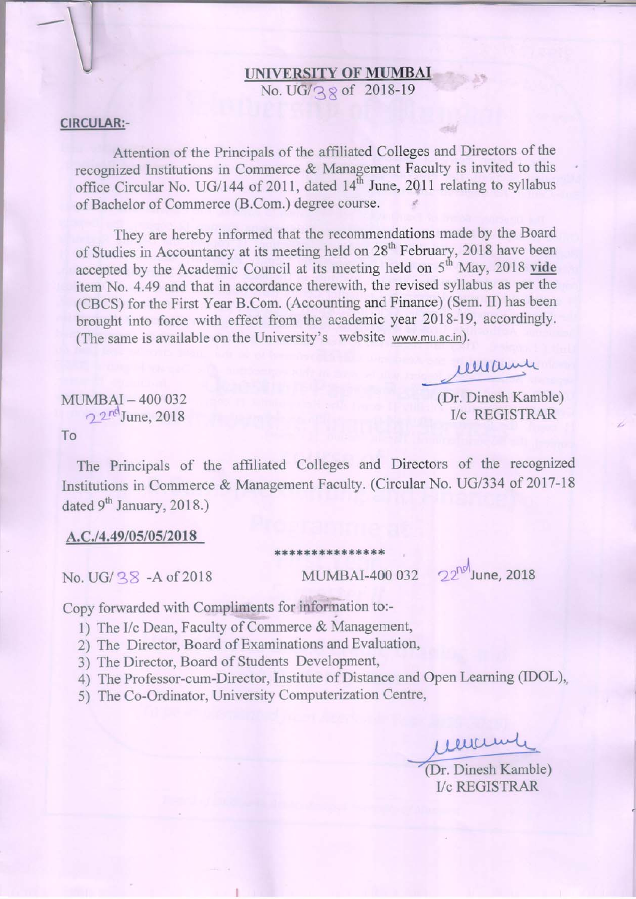**UNIVERSITY OF MUMBAI**

No. UG/38 of 2018-19

**CIRCULAR:-**

Attention of the Principals of the affiliated Colleges and Directors of the recognized Institutions in Commerce & Management Faculty is invited to this office Circular No. UG/144 of 2011, dated 14th June, 2011 relating to syllabus of Bachelor of Commerce (B.Com.) degree course.

They are hereby informed that the recommendations made by the Board of Studies in Accountancy at its meeting held on 28th February, 2018 have been accepted by the Academic Council at its meeting held on 5th May, 2018 **vide** item No. 4.49 and that in accordance therewith, the revised syllabus as per the (CBCS) for the First Year B.Com. (Accounting and Finance) (Sem. II) has been brought into force with effect from the academic year 2018-19, accordingly. (The same is available on the University's website www.mu.ac.in).

MUMBAI – 400 032
22nd June, 2018

(Dr. Dinesh Kamble)
I/c REGISTRAR

To

The Principals of the affiliated Colleges and Directors of the recognized Institutions in Commerce & Management Faculty. (Circular No. UG/334 of 2017-18 dated 9th January, 2018.)

**A.C./4.49/05/05/2018**

\*\*\*\*\*\*\*\*\*\*\*\*\*\*\*

No. UG/38 -A of 2018 MUMBAI-400 032 22nd June, 2018

Copy forwarded with Compliments for information to:-

1) The I/c Dean, Faculty of Commerce & Management,
2) The Director, Board of Examinations and Evaluation,
3) The Director, Board of Students Development,
4) The Professor-cum-Director, Institute of Distance and Open Learning (IDOL),
5) The Co-Ordinator, University Computerization Centre,

(Dr. Dinesh Kamble)
I/c REGISTRAR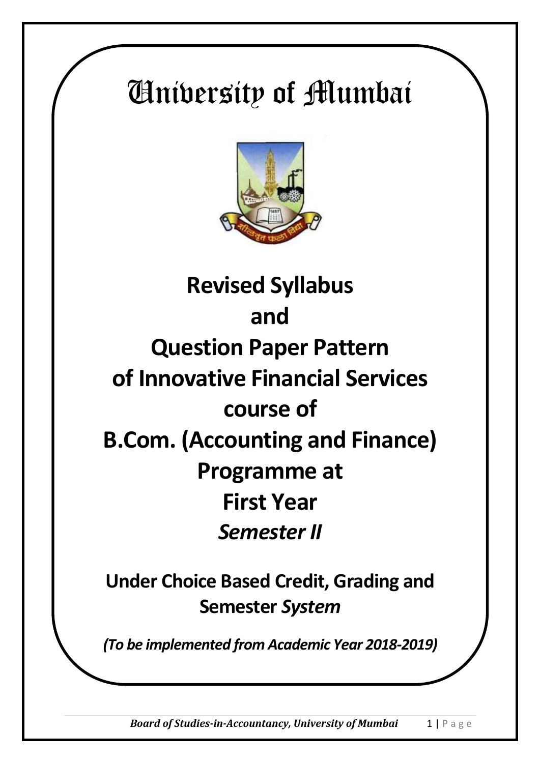# University of Mumbai

**Revised Syllabus**

**and**

**Question Paper Pattern**

**of Innovative Financial Services**

**course of**

**B.Com. (Accounting and Finance)**

**Programme at**

**First Year**

***Semester II***

**Under Choice Based Credit, Grading and Semester *System***

***(To be implemented from Academic Year 2018-2019)***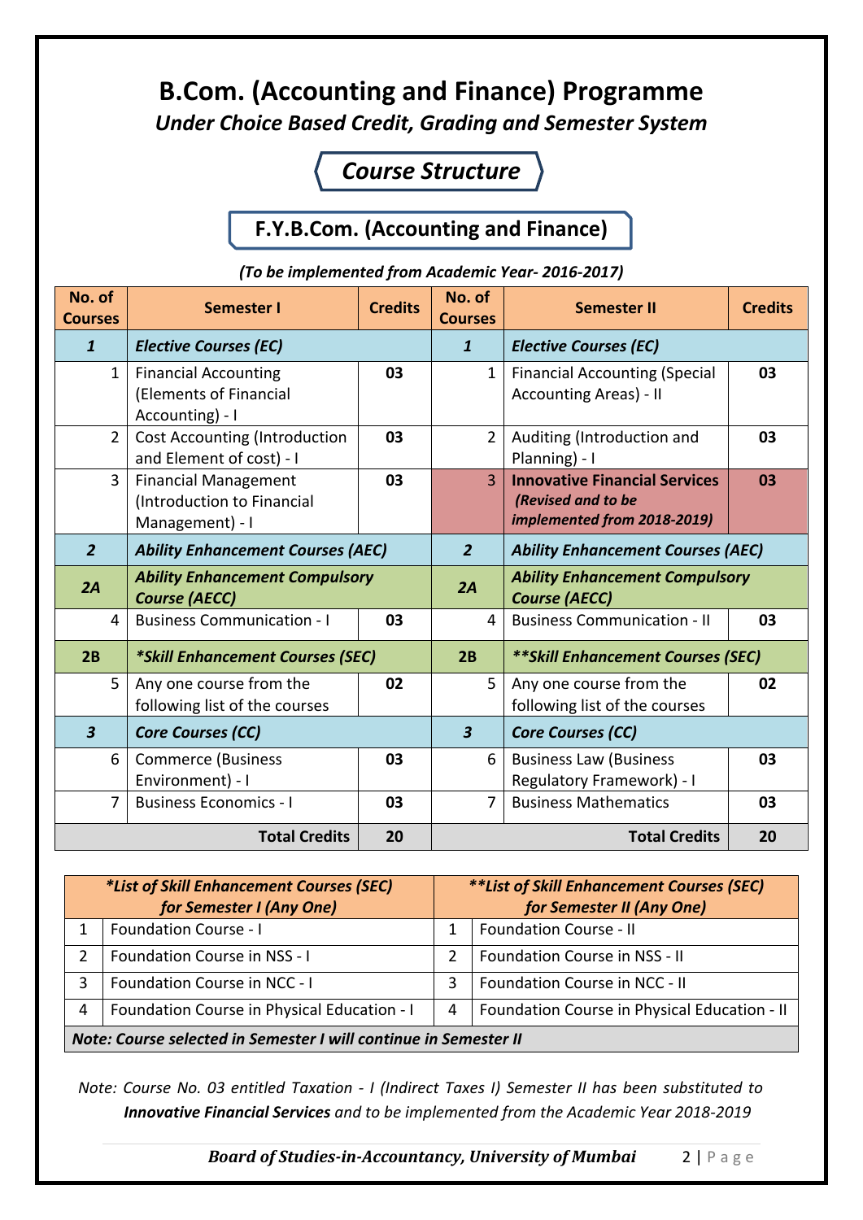# B.Com. (Accounting and Finance) Programme

## *Under Choice Based Credit, Grading and Semester System*

## *Course Structure*

## F.Y.B.Com. (Accounting and Finance)

*(To be implemented from Academic Year- 2016-2017)*

| No. of Courses | Semester I | Credits | No. of Courses | Semester II | Credits |
|---|---|---|---|---|---|
| ***1*** | ***Elective Courses (EC)*** | | ***1*** | ***Elective Courses (EC)*** | |
| 1 | Financial Accounting (Elements of Financial Accounting) - I | **03** | 1 | Financial Accounting (Special Accounting Areas) - II | **03** |
| 2 | Cost Accounting (Introduction and Element of cost) - I | **03** | 2 | Auditing (Introduction and Planning) - I | **03** |
| 3 | Financial Management (Introduction to Financial Management) - I | **03** | 3 | **Innovative Financial Services** ***(Revised and to be implemented from 2018-2019)*** | **03** |
| ***2*** | ***Ability Enhancement Courses (AEC)*** | | ***2*** | ***Ability Enhancement Courses (AEC)*** | |
| ***2A*** | ***Ability Enhancement Compulsory Course (AECC)*** | | ***2A*** | ***Ability Enhancement Compulsory Course (AECC)*** | |
| 4 | Business Communication - I | **03** | 4 | Business Communication - II | **03** |
| **2B** | ***\*Skill Enhancement Courses (SEC)*** | | **2B** | ***\*\*Skill Enhancement Courses (SEC)*** | |
| 5 | Any one course from the following list of the courses | **02** | 5 | Any one course from the following list of the courses | **02** |
| ***3*** | ***Core Courses (CC)*** | | ***3*** | ***Core Courses (CC)*** | |
| 6 | Commerce (Business Environment) - I | **03** | 6 | Business Law (Business Regulatory Framework) - I | **03** |
| 7 | Business Economics - I | **03** | 7 | Business Mathematics | **03** |
| | **Total Credits** | **20** | | **Total Credits** | **20** |

| ***\*List of Skill Enhancement Courses (SEC) for Semester I (Any One)*** | | ***\*\*List of Skill Enhancement Courses (SEC) for Semester II (Any One)*** | |
|---|---|---|---|
| 1 | Foundation Course - I | 1 | Foundation Course - II |
| 2 | Foundation Course in NSS - I | 2 | Foundation Course in NSS - II |
| 3 | Foundation Course in NCC - I | 3 | Foundation Course in NCC - II |
| 4 | Foundation Course in Physical Education - I | 4 | Foundation Course in Physical Education - II |
| ***Note: Course selected in Semester I will continue in Semester II*** | | | |

*Note: Course No. 03 entitled Taxation - I (Indirect Taxes I) Semester II has been substituted to **Innovative Financial Services** and to be implemented from the Academic Year 2018-2019*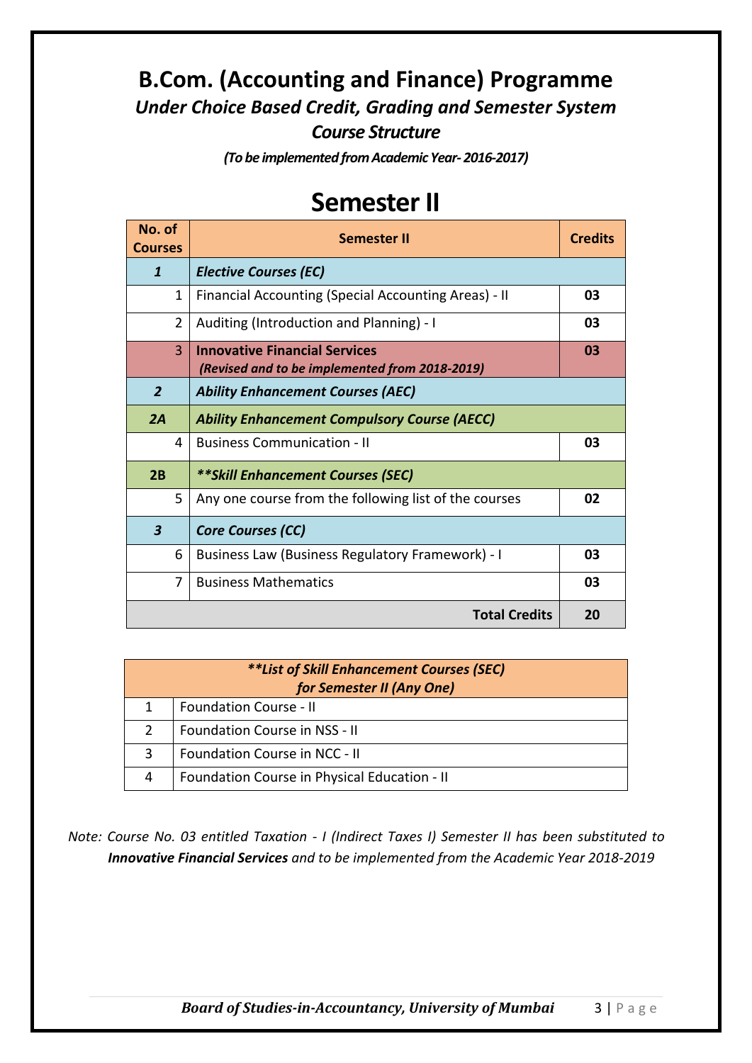# B.Com. (Accounting and Finance) Programme

## *Under Choice Based Credit, Grading and Semester System*

## *Course Structure*

***(To be implemented from Academic Year- 2016-2017)***

# Semester II

| No. of Courses | Semester II | Credits |
|---|---|---|
| ***1*** | ***Elective Courses (EC)*** | |
| 1 | Financial Accounting (Special Accounting Areas) - II | **03** |
| 2 | Auditing (Introduction and Planning) - I | **03** |
| 3 | **Innovative Financial Services** ***(Revised and to be implemented from 2018-2019)*** | **03** |
| ***2*** | ***Ability Enhancement Courses (AEC)*** | |
| ***2A*** | ***Ability Enhancement Compulsory Course (AECC)*** | |
| 4 | Business Communication - II | **03** |
| **2B** | ***\*\*Skill Enhancement Courses (SEC)*** | |
| 5 | Any one course from the following list of the courses | **02** |
| ***3*** | ***Core Courses (CC)*** | |
| 6 | Business Law (Business Regulatory Framework) - I | **03** |
| 7 | Business Mathematics | **03** |
| | **Total Credits** | **20** |

| ***\*\*List of Skill Enhancement Courses (SEC) for Semester II (Any One)*** | |
|---|---|
| 1 | Foundation Course - II |
| 2 | Foundation Course in NSS - II |
| 3 | Foundation Course in NCC - II |
| 4 | Foundation Course in Physical Education - II |

*Note: Course No. 03 entitled Taxation - I (Indirect Taxes I) Semester II has been substituted to* ***Innovative Financial Services*** *and to be implemented from the Academic Year 2018-2019*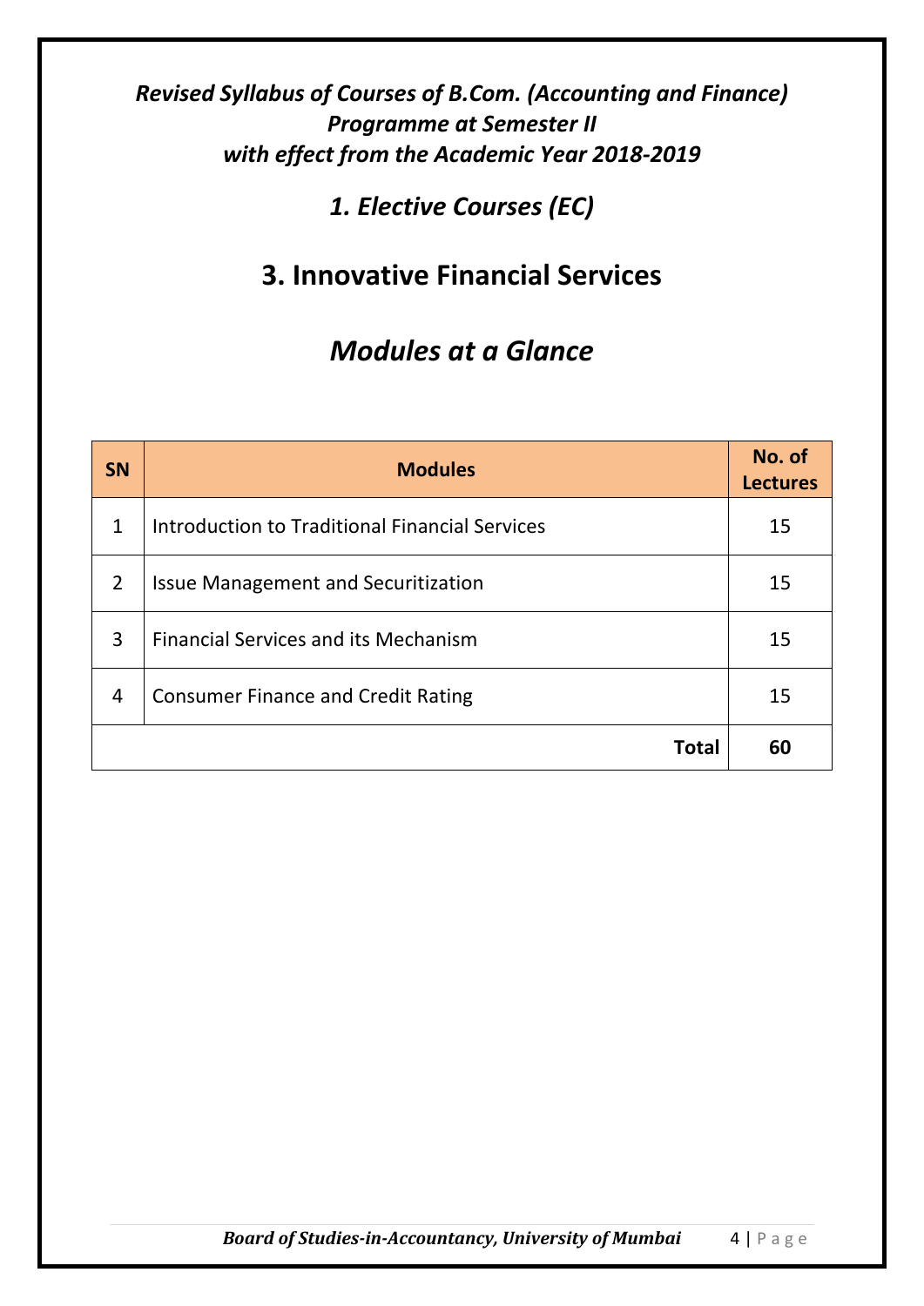***Revised Syllabus of Courses of B.Com. (Accounting and Finance) Programme at Semester II with effect from the Academic Year 2018-2019***

## *1. Elective Courses (EC)*

# 3. Innovative Financial Services

## *Modules at a Glance*

| SN | Modules | No. of Lectures |
|---|---|---|
| 1 | Introduction to Traditional Financial Services | 15 |
| 2 | Issue Management and Securitization | 15 |
| 3 | Financial Services and its Mechanism | 15 |
| 4 | Consumer Finance and Credit Rating | 15 |
| | **Total** | **60** |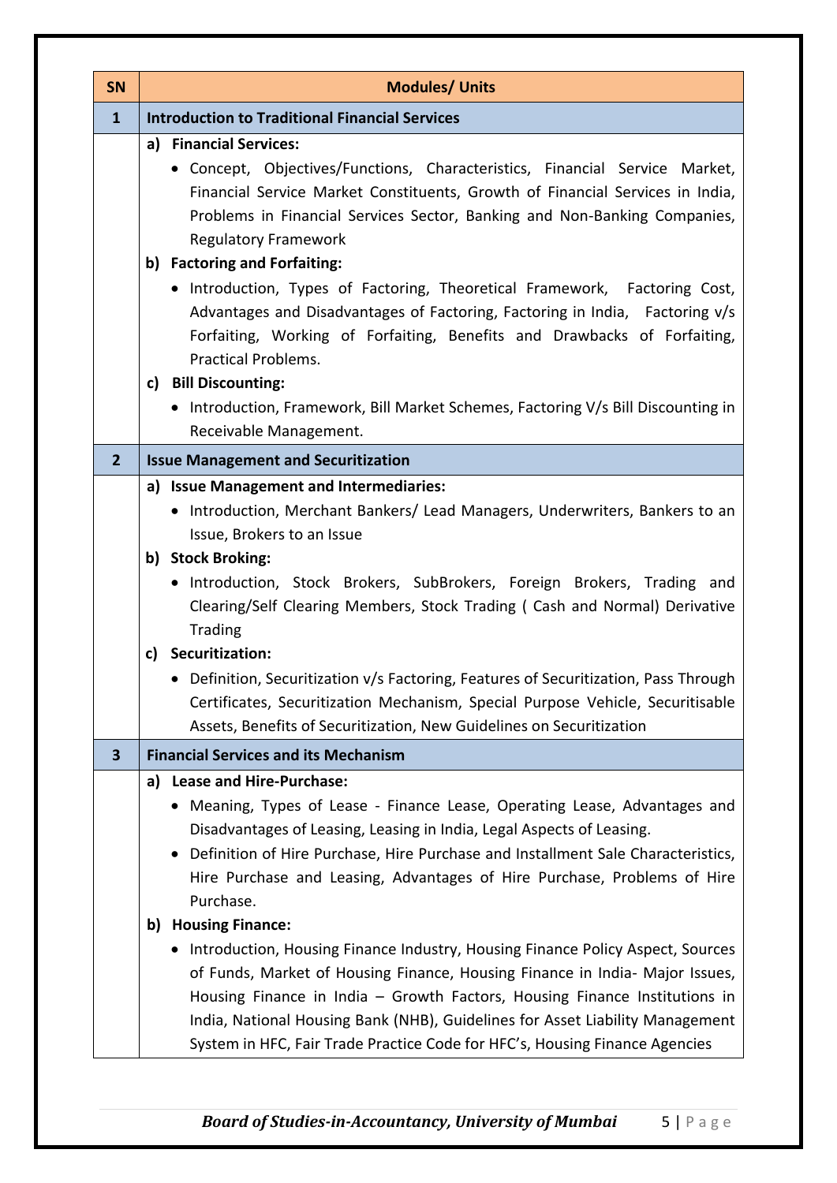| SN | Modules/ Units |
|---|---|
| **1** | **Introduction to Traditional Financial Services** |
| | **a) Financial Services:**<br>• Concept, Objectives/Functions, Characteristics, Financial Service Market, Financial Service Market Constituents, Growth of Financial Services in India, Problems in Financial Services Sector, Banking and Non-Banking Companies, Regulatory Framework<br>**b) Factoring and Forfaiting:**<br>• Introduction, Types of Factoring, Theoretical Framework, Factoring Cost, Advantages and Disadvantages of Factoring, Factoring in India, Factoring v/s Forfaiting, Working of Forfaiting, Benefits and Drawbacks of Forfaiting, Practical Problems.<br>**c) Bill Discounting:**<br>• Introduction, Framework, Bill Market Schemes, Factoring V/s Bill Discounting in Receivable Management. |
| **2** | **Issue Management and Securitization** |
| | **a) Issue Management and Intermediaries:**<br>• Introduction, Merchant Bankers/ Lead Managers, Underwriters, Bankers to an Issue, Brokers to an Issue<br>**b) Stock Broking:**<br>• Introduction, Stock Brokers, SubBrokers, Foreign Brokers, Trading and Clearing/Self Clearing Members, Stock Trading ( Cash and Normal) Derivative Trading<br>**c) Securitization:**<br>• Definition, Securitization v/s Factoring, Features of Securitization, Pass Through Certificates, Securitization Mechanism, Special Purpose Vehicle, Securitisable Assets, Benefits of Securitization, New Guidelines on Securitization |
| **3** | **Financial Services and its Mechanism** |
| | **a) Lease and Hire-Purchase:**<br>• Meaning, Types of Lease - Finance Lease, Operating Lease, Advantages and Disadvantages of Leasing, Leasing in India, Legal Aspects of Leasing.<br>• Definition of Hire Purchase, Hire Purchase and Installment Sale Characteristics, Hire Purchase and Leasing, Advantages of Hire Purchase, Problems of Hire Purchase.<br>**b) Housing Finance:**<br>• Introduction, Housing Finance Industry, Housing Finance Policy Aspect, Sources of Funds, Market of Housing Finance, Housing Finance in India- Major Issues, Housing Finance in India – Growth Factors, Housing Finance Institutions in India, National Housing Bank (NHB), Guidelines for Asset Liability Management System in HFC, Fair Trade Practice Code for HFC's, Housing Finance Agencies |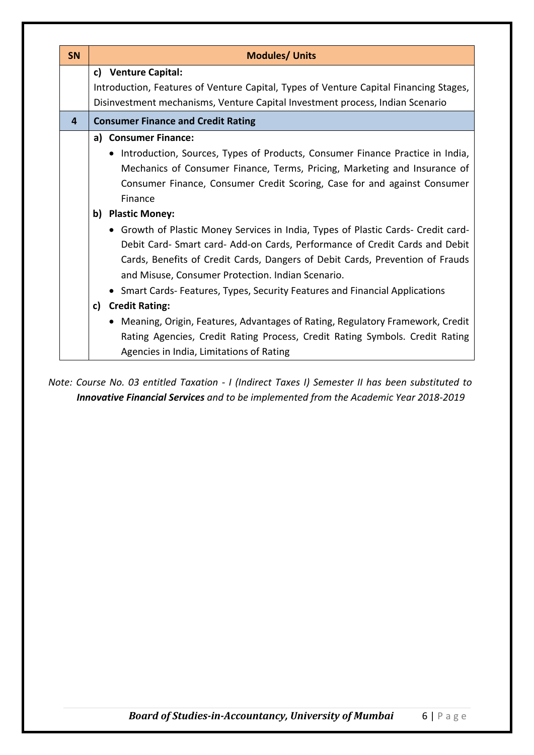| SN | Modules/ Units |
|---|---|
| | **c) Venture Capital:**<br>Introduction, Features of Venture Capital, Types of Venture Capital Financing Stages, Disinvestment mechanisms, Venture Capital Investment process, Indian Scenario |
| **4** | **Consumer Finance and Credit Rating** |
| | **a) Consumer Finance:**<br>• Introduction, Sources, Types of Products, Consumer Finance Practice in India, Mechanics of Consumer Finance, Terms, Pricing, Marketing and Insurance of Consumer Finance, Consumer Credit Scoring, Case for and against Consumer Finance<br>**b) Plastic Money:**<br>• Growth of Plastic Money Services in India, Types of Plastic Cards- Credit card- Debit Card- Smart card- Add-on Cards, Performance of Credit Cards and Debit Cards, Benefits of Credit Cards, Dangers of Debit Cards, Prevention of Frauds and Misuse, Consumer Protection. Indian Scenario.<br>• Smart Cards- Features, Types, Security Features and Financial Applications<br>**c) Credit Rating:**<br>• Meaning, Origin, Features, Advantages of Rating, Regulatory Framework, Credit Rating Agencies, Credit Rating Process, Credit Rating Symbols. Credit Rating Agencies in India, Limitations of Rating |

*Note: Course No. 03 entitled Taxation - I (Indirect Taxes I) Semester II has been substituted to* ***Innovative Financial Services*** *and to be implemented from the Academic Year 2018-2019*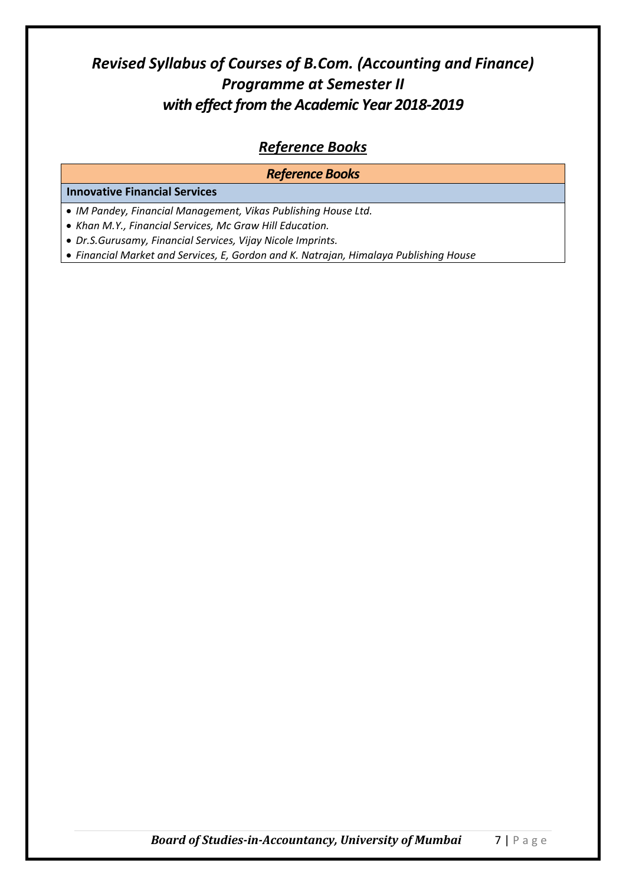# *Revised Syllabus of Courses of B.Com. (Accounting and Finance) Programme at Semester II with effect from the Academic Year 2018-2019*

## ***Reference Books***

| *Reference Books* |
|---|
| **Innovative Financial Services** |

- *IM Pandey, Financial Management, Vikas Publishing House Ltd.*
- *Khan M.Y., Financial Services, Mc Graw Hill Education.*
- *Dr.S.Gurusamy, Financial Services, Vijay Nicole Imprints.*
- *Financial Market and Services, E, Gordon and K. Natrajan, Himalaya Publishing House*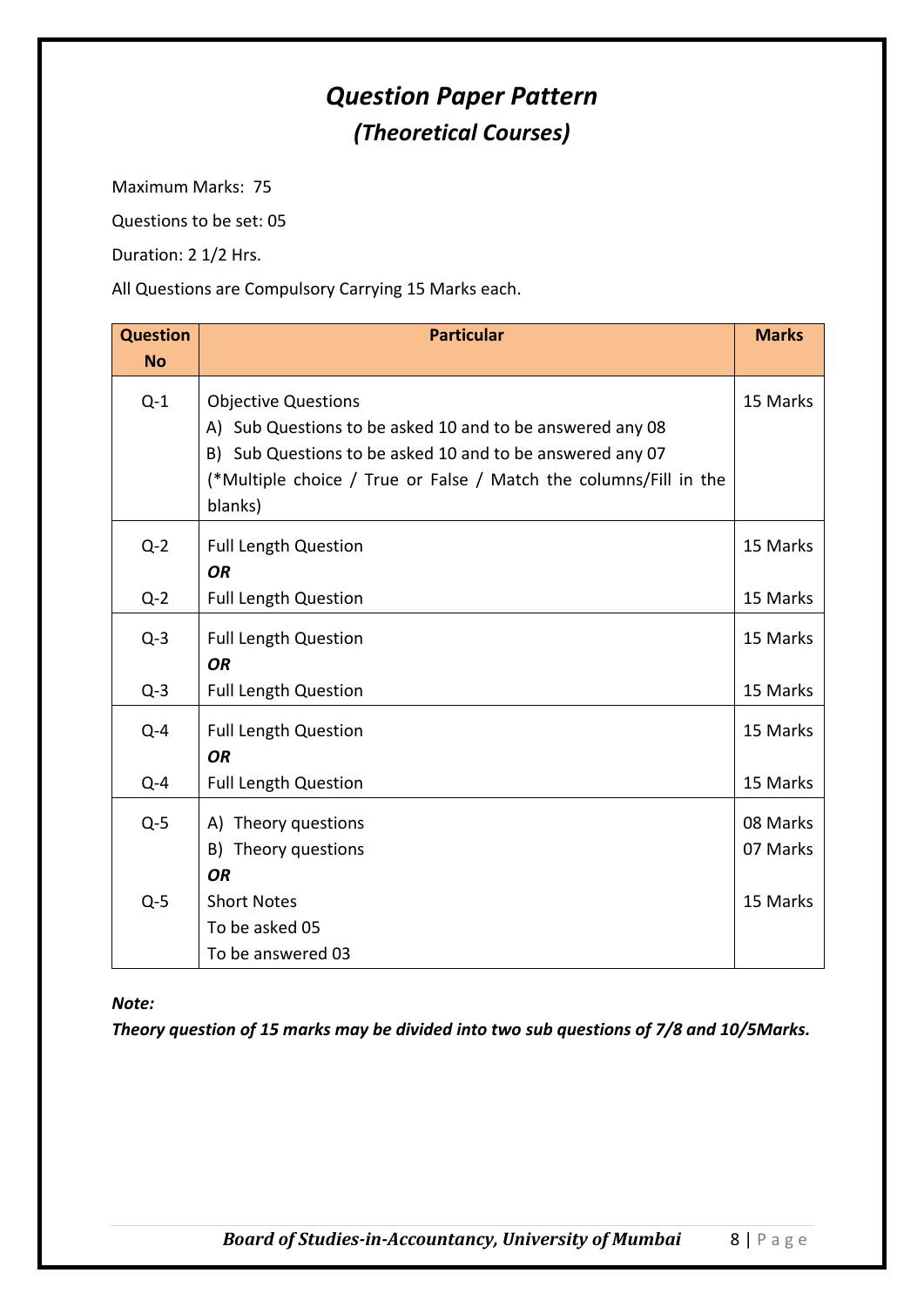# *Question Paper Pattern*

## *(Theoretical Courses)*

Maximum Marks: 75

Questions to be set: 05

Duration: 2 1/2 Hrs.

All Questions are Compulsory Carrying 15 Marks each.

| Question No | Particular | Marks |
|---|---|---|
| Q-1 | Objective Questions<br>A) Sub Questions to be asked 10 and to be answered any 08<br>B) Sub Questions to be asked 10 and to be answered any 07<br>(*Multiple choice / True or False / Match the columns/Fill in the blanks) | 15 Marks |
| Q-2 | Full Length Question | 15 Marks |
| | ***OR*** | |
| Q-2 | Full Length Question | 15 Marks |
| Q-3 | Full Length Question | 15 Marks |
| | ***OR*** | |
| Q-3 | Full Length Question | 15 Marks |
| Q-4 | Full Length Question | 15 Marks |
| | ***OR*** | |
| Q-4 | Full Length Question | 15 Marks |
| Q-5 | A) Theory questions<br>B) Theory questions | 08 Marks<br>07 Marks |
| | ***OR*** | |
| Q-5 | Short Notes<br>To be asked 05<br>To be answered 03 | 15 Marks |

***Note:***

***Theory question of 15 marks may be divided into two sub questions of 7/8 and 10/5Marks.***